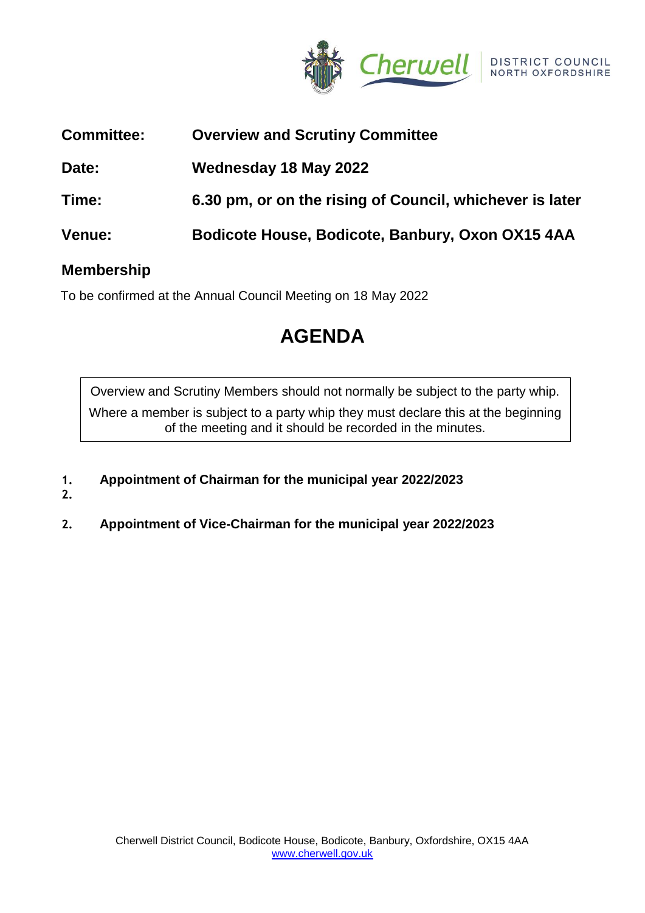Cherwell DISTRICT COUNCIL NORTH OXFORDSHIRE

| | |
|---|---|
| **Committee:** | **Overview and Scrutiny Committee** |
| **Date:** | **Wednesday 18 May 2022** |
| **Time:** | **6.30 pm, or on the rising of Council, whichever is later** |
| **Venue:** | **Bodicote House, Bodicote, Banbury, Oxon OX15 4AA** |

## Membership

To be confirmed at the Annual Council Meeting on 18 May 2022

# AGENDA

> Overview and Scrutiny Members should not normally be subject to the party whip.
>
> Where a member is subject to a party whip they must declare this at the beginning of the meeting and it should be recorded in the minutes.

**1. Appointment of Chairman for the municipal year 2022/2023**

**2.**

**2. Appointment of Vice-Chairman for the municipal year 2022/2023**

Cherwell District Council, Bodicote House, Bodicote, Banbury, Oxfordshire, OX15 4AA
www.cherwell.gov.uk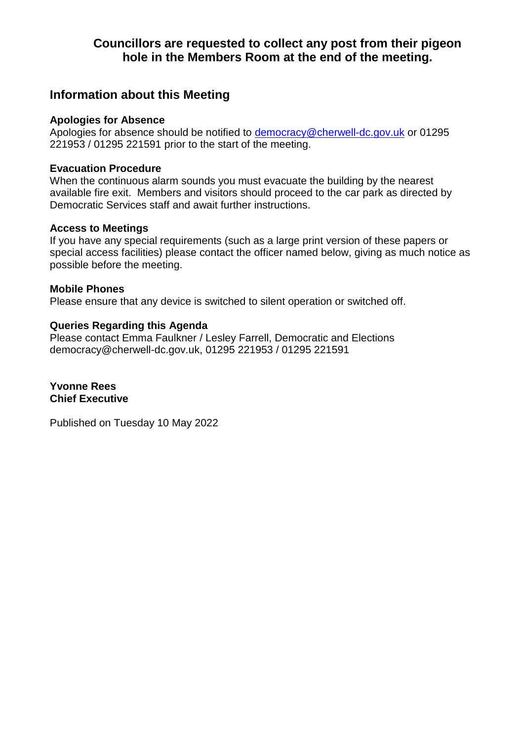**Councillors are requested to collect any post from their pigeon hole in the Members Room at the end of the meeting.**

## Information about this Meeting

**Apologies for Absence**
Apologies for absence should be notified to democracy@cherwell-dc.gov.uk or 01295 221953 / 01295 221591 prior to the start of the meeting.

**Evacuation Procedure**
When the continuous alarm sounds you must evacuate the building by the nearest available fire exit. Members and visitors should proceed to the car park as directed by Democratic Services staff and await further instructions.

**Access to Meetings**
If you have any special requirements (such as a large print version of these papers or special access facilities) please contact the officer named below, giving as much notice as possible before the meeting.

**Mobile Phones**
Please ensure that any device is switched to silent operation or switched off.

**Queries Regarding this Agenda**
Please contact Emma Faulkner / Lesley Farrell, Democratic and Elections
democracy@cherwell-dc.gov.uk, 01295 221953 / 01295 221591

**Yvonne Rees**
**Chief Executive**

Published on Tuesday 10 May 2022